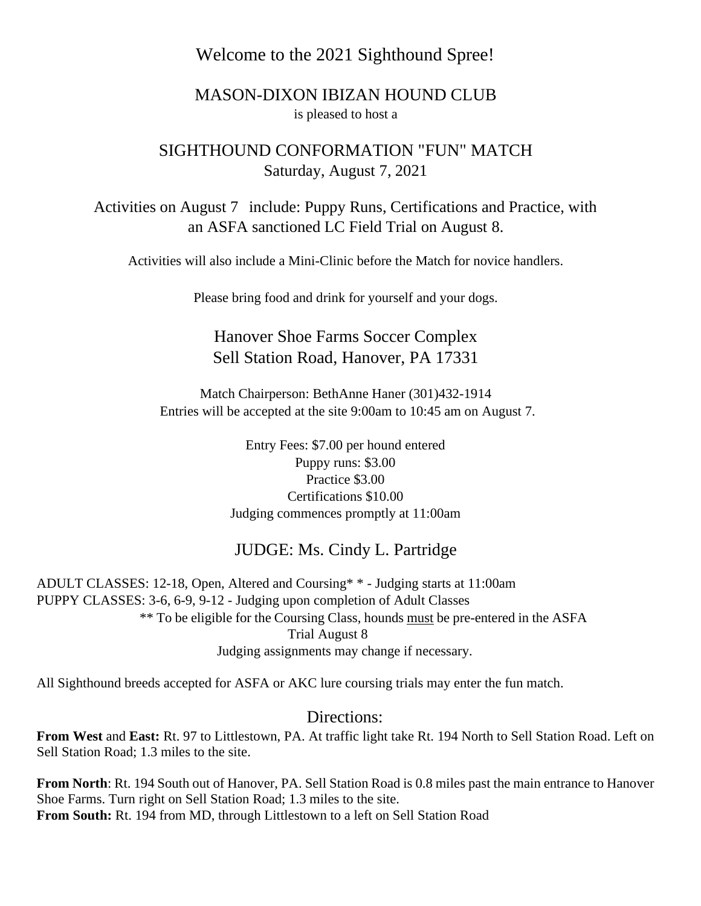# Welcome to the 2021 Sighthound Spree!

## MASON-DIXON IBIZAN HOUND CLUB

is pleased to host a

## SIGHTHOUND CONFORMATION "FUN" MATCH

Saturday, August 7, 2021

Activities on August 7 include: Puppy Runs, Certifications and Practice, with an ASFA sanctioned LC Field Trial on August 8.

Activities will also include a Mini-Clinic before the Match for novice handlers.

Please bring food and drink for yourself and your dogs.

### Hanover Shoe Farms Soccer Complex
### Sell Station Road, Hanover, PA 17331

Match Chairperson: BethAnne Haner (301)432-1914
Entries will be accepted at the site 9:00am to 10:45 am on August 7.

Entry Fees: $7.00 per hound entered
Puppy runs: $3.00
Practice $3.00
Certifications $10.00
Judging commences promptly at 11:00am

## JUDGE: Ms. Cindy L. Partridge

ADULT CLASSES: 12-18, Open, Altered and Coursing* * - Judging starts at 11:00am
PUPPY CLASSES: 3-6, 6-9, 9-12 - Judging upon completion of Adult Classes

** To be eligible for the Coursing Class, hounds <u>must</u> be pre-entered in the ASFA Trial August 8

Judging assignments may change if necessary.

All Sighthound breeds accepted for ASFA or AKC lure coursing trials may enter the fun match.

## Directions:

**From West** and **East:** Rt. 97 to Littlestown, PA. At traffic light take Rt. 194 North to Sell Station Road. Left on Sell Station Road; 1.3 miles to the site.

**From North**: Rt. 194 South out of Hanover, PA. Sell Station Road is 0.8 miles past the main entrance to Hanover Shoe Farms. Turn right on Sell Station Road; 1.3 miles to the site.

**From South:** Rt. 194 from MD, through Littlestown to a left on Sell Station Road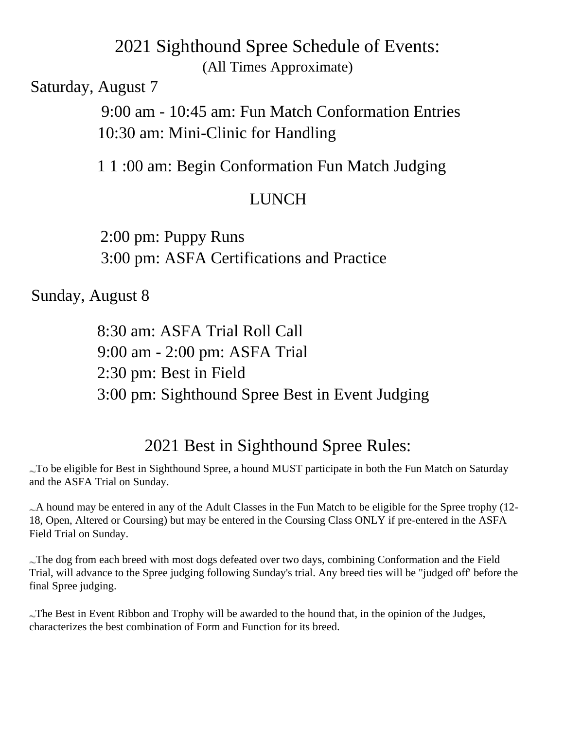# 2021 Sighthound Spree Schedule of Events:

(All Times Approximate)

Saturday, August 7

9:00 am - 10:45 am: Fun Match Conformation Entries
10:30 am: Mini-Clinic for Handling

1 1 :00 am: Begin Conformation Fun Match Judging

LUNCH

2:00 pm: Puppy Runs
3:00 pm: ASFA Certifications and Practice

Sunday, August 8

8:30 am: ASFA Trial Roll Call
9:00 am - 2:00 pm: ASFA Trial
2:30 pm: Best in Field
3:00 pm: Sighthound Spree Best in Event Judging

## 2021 Best in Sighthound Spree Rules:

~To be eligible for Best in Sighthound Spree, a hound MUST participate in both the Fun Match on Saturday and the ASFA Trial on Sunday.

~A hound may be entered in any of the Adult Classes in the Fun Match to be eligible for the Spree trophy (12-18, Open, Altered or Coursing) but may be entered in the Coursing Class ONLY if pre-entered in the ASFA Field Trial on Sunday.

~The dog from each breed with most dogs defeated over two days, combining Conformation and the Field Trial, will advance to the Spree judging following Sunday's trial. Any breed ties will be "judged off' before the final Spree judging.

~The Best in Event Ribbon and Trophy will be awarded to the hound that, in the opinion of the Judges, characterizes the best combination of Form and Function for its breed.